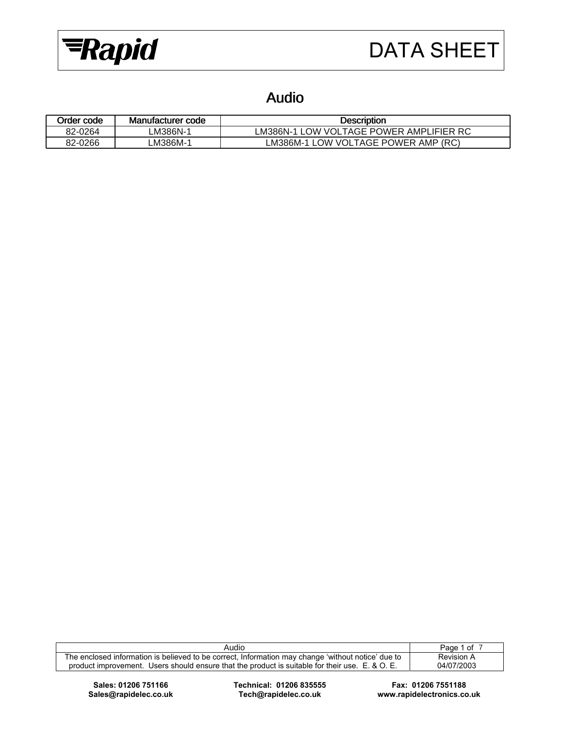# Rapid DATA SHEET

## Audio

| Order code | Manufacturer code | Description |
| --- | --- | --- |
| 82-0264 | LM386N-1 | LM386N-1 LOW VOLTAGE POWER AMPLIFIER RC |
| 82-0266 | LM386M-1 | LM386M-1 LOW VOLTAGE POWER AMP (RC) |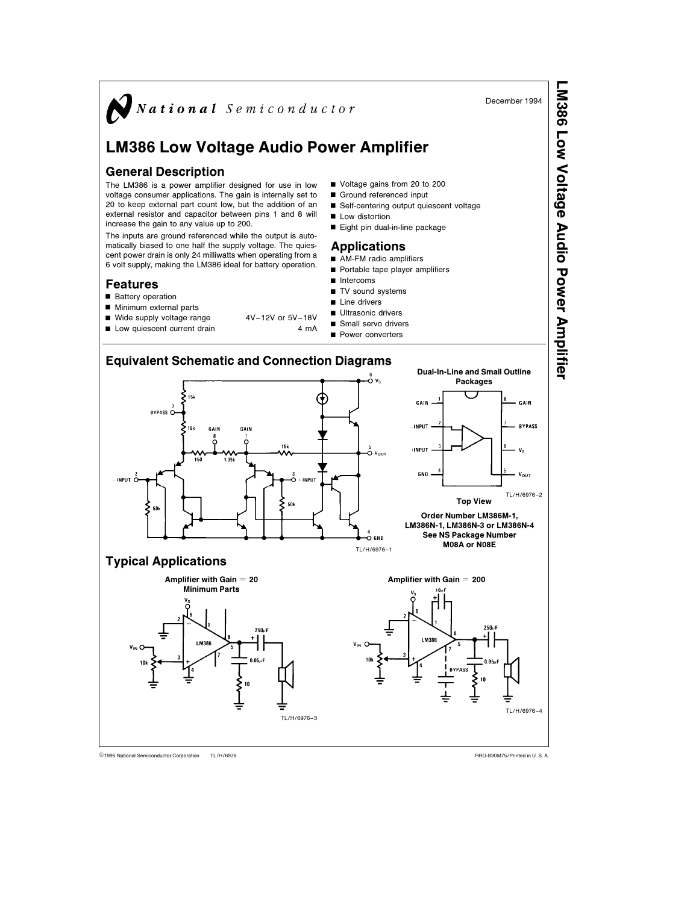National Semiconductor

December 1994

# LM386 Low Voltage Audio Power Amplifier

## General Description

The LM386 is a power amplifier designed for use in low voltage consumer applications. The gain is internally set to 20 to keep external part count low, but the addition of an external resistor and capacitor between pins 1 and 8 will increase the gain to any value up to 200.

The inputs are ground referenced while the output is automatically biased to one half the supply voltage. The quiescent power drain is only 24 milliwatts when operating from a 6 volt supply, making the LM386 ideal for battery operation.

## Features

- Battery operation
- Minimum external parts
- Wide supply voltage range 4V–12V or 5V–18V
- Low quiescent current drain 4 mA
- Voltage gains from 20 to 200
- Ground referenced input
- Self-centering output quiescent voltage
- Low distortion
- Eight pin dual-in-line package

## Applications

- AM-FM radio amplifiers
- Portable tape player amplifiers
- Intercoms
- TV sound systems
- Line drivers
- Ultrasonic drivers
- Small servo drivers
- Power converters

## Equivalent Schematic and Connection Diagrams

TL/H/6976–1

**Dual-In-Line and Small Outline Packages**

TL/H/6976–2

**Top View**

**Order Number LM386M-1, LM386N-1, LM386N-3 or LM386N-4 See NS Package Number M08A or N08E**

## Typical Applications

**Amplifier with Gain = 20 Minimum Parts**

TL/H/6976–3

**Amplifier with Gain = 200**

TL/H/6976–4

©1995 National Semiconductor Corporation TL/H/6976 RRD-B30M75/Printed in U. S. A.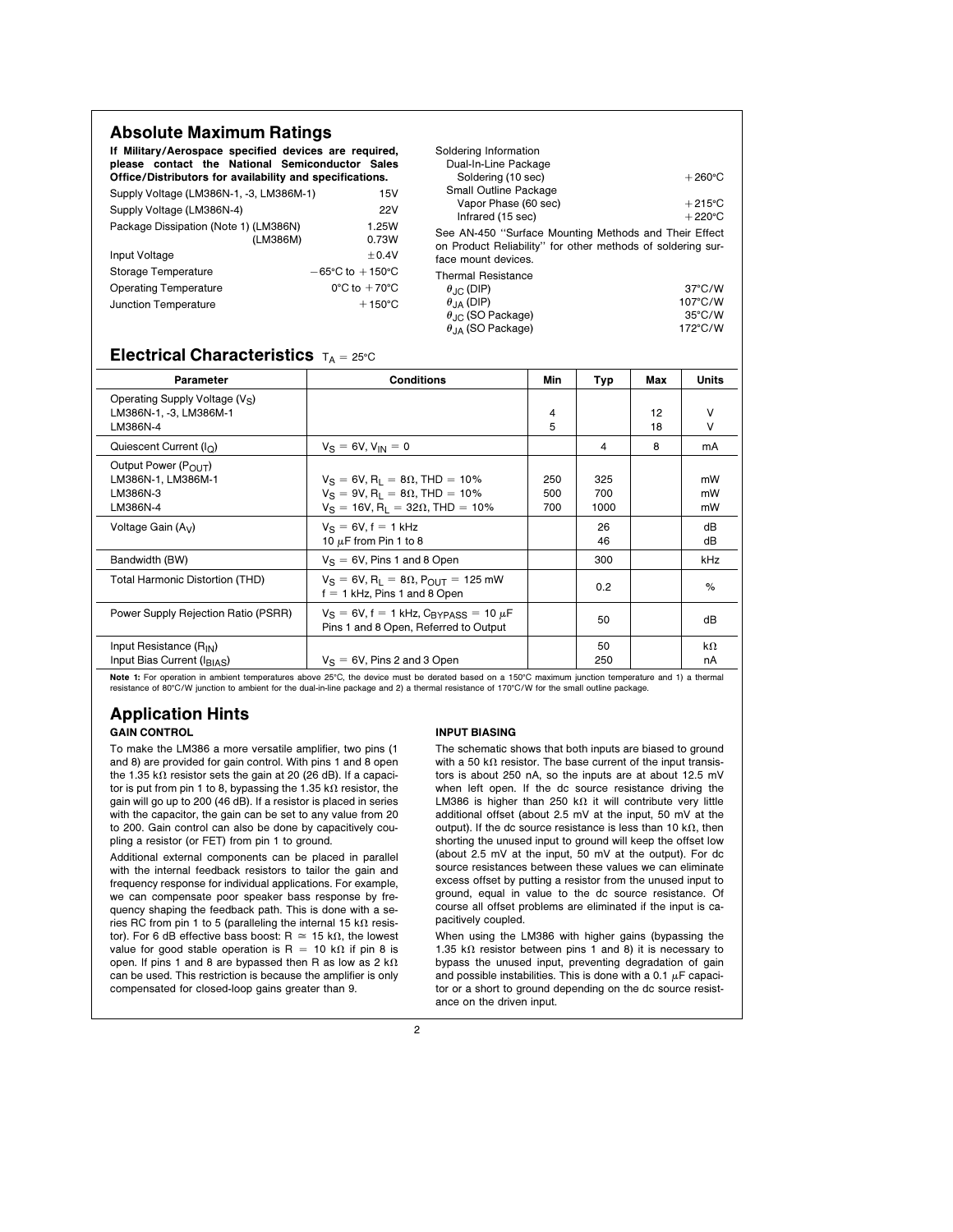## Absolute Maximum Ratings

**If Military/Aerospace specified devices are required, please contact the National Semiconductor Sales Office/Distributors for availability and specifications.**

| | |
|---|---|
| Supply Voltage (LM386N-1, -3, LM386M-1) | 15V |
| Supply Voltage (LM386N-4) | 22V |
| Package Dissipation (Note 1) (LM386N) | 1.25W |
| (LM386M) | 0.73W |
| Input Voltage | ±0.4V |
| Storage Temperature | −65°C to +150°C |
| Operating Temperature | 0°C to +70°C |
| Junction Temperature | +150°C |

Soldering Information

| | |
|---|---|
| Dual-In-Line Package | |
| Soldering (10 sec) | +260°C |
| Small Outline Package | |
| Vapor Phase (60 sec) | +215°C |
| Infrared (15 sec) | +220°C |

See AN-450 "Surface Mounting Methods and Their Effect on Product Reliability" for other methods of soldering surface mount devices.

Thermal Resistance

| | |
|---|---|
| $\theta_{JC}$ (DIP) | 37°C/W |
| $\theta_{JA}$ (DIP) | 107°C/W |
| $\theta_{JC}$ (SO Package) | 35°C/W |
| $\theta_{JA}$ (SO Package) | 172°C/W |

## Electrical Characteristics $T_A = 25°C$

| Parameter | Conditions | Min | Typ | Max | Units |
|---|---|---|---|---|---|
| Operating Supply Voltage ($V_S$) | | | | | |
| LM386N-1, -3, LM386M-1 | | 4 | | 12 | V |
| LM386N-4 | | 5 | | 18 | V |
| Quiescent Current ($I_Q$) | $V_S = 6V$, $V_{IN} = 0$ | | 4 | 8 | mA |
| Output Power ($P_{OUT}$) | | | | | |
| LM386N-1, LM386M-1 | $V_S = 6V$, $R_L = 8\Omega$, THD = 10% | 250 | 325 | | mW |
| LM386N-3 | $V_S = 9V$, $R_L = 8\Omega$, THD = 10% | 500 | 700 | | mW |
| LM386N-4 | $V_S = 16V$, $R_L = 32\Omega$, THD = 10% | 700 | 1000 | | mW |
| Voltage Gain ($A_V$) | $V_S = 6V$, f = 1 kHz | | 26 | | dB |
| | 10 µF from Pin 1 to 8 | | 46 | | dB |
| Bandwidth (BW) | $V_S = 6V$, Pins 1 and 8 Open | | 300 | | kHz |
| Total Harmonic Distortion (THD) | $V_S = 6V$, $R_L = 8\Omega$, $P_{OUT} = 125$ mW f = 1 kHz, Pins 1 and 8 Open | | 0.2 | | % |
| Power Supply Rejection Ratio (PSRR) | $V_S = 6V$, f = 1 kHz, $C_{BYPASS} = 10$ µF Pins 1 and 8 Open, Referred to Output | | 50 | | dB |
| Input Resistance ($R_{IN}$) | | | 50 | | kΩ |
| Input Bias Current ($I_{BIAS}$) | $V_S = 6V$, Pins 2 and 3 Open | | 250 | | nA |

**Note 1:** For operation in ambient temperatures above 25°C, the device must be derated based on a 150°C maximum junction temperature and 1) a thermal resistance of 80°C/W junction to ambient for the dual-in-line package and 2) a thermal resistance of 170°C/W for the small outline package.

## Application Hints

### GAIN CONTROL

To make the LM386 a more versatile amplifier, two pins (1 and 8) are provided for gain control. With pins 1 and 8 open the 1.35 kΩ resistor sets the gain at 20 (26 dB). If a capacitor is put from pin 1 to 8, bypassing the 1.35 kΩ resistor, the gain will go up to 200 (46 dB). If a resistor is placed in series with the capacitor, the gain can be set to any value from 20 to 200. Gain control can also be done by capacitively coupling a resistor (or FET) from pin 1 to ground.

Additional external components can be placed in parallel with the internal feedback resistors to tailor the gain and frequency response for individual applications. For example, we can compensate poor speaker bass response by frequency shaping the feedback path. This is done with a series RC from pin 1 to 5 (paralleling the internal 15 kΩ resistor). For 6 dB effective bass boost: R ≅ 15 kΩ, the lowest value for good stable operation is R = 10 kΩ if pin 8 is open. If pins 1 and 8 are bypassed then R as low as 2 kΩ can be used. This restriction is because the amplifier is only compensated for closed-loop gains greater than 9.

### INPUT BIASING

The schematic shows that both inputs are biased to ground with a 50 kΩ resistor. The base current of the input transistors is about 250 nA, so the inputs are at about 12.5 mV when left open. If the dc source resistance driving the LM386 is higher than 250 kΩ it will contribute very little additional offset (about 2.5 mV at the input, 50 mV at the output). If the dc source resistance is less than 10 kΩ, then shorting the unused input to ground will keep the offset low (about 2.5 mV at the input, 50 mV at the output). For dc source resistances between these values we can eliminate excess offset by putting a resistor from the unused input to ground, equal in value to the dc source resistance. Of course all offset problems are eliminated if the input is capacitively coupled.

When using the LM386 with higher gains (bypassing the 1.35 kΩ resistor between pins 1 and 8) it is necessary to bypass the unused input, preventing degradation of gain and possible instabilities. This is done with a 0.1 µF capacitor or a short to ground depending on the dc source resistance on the driven input.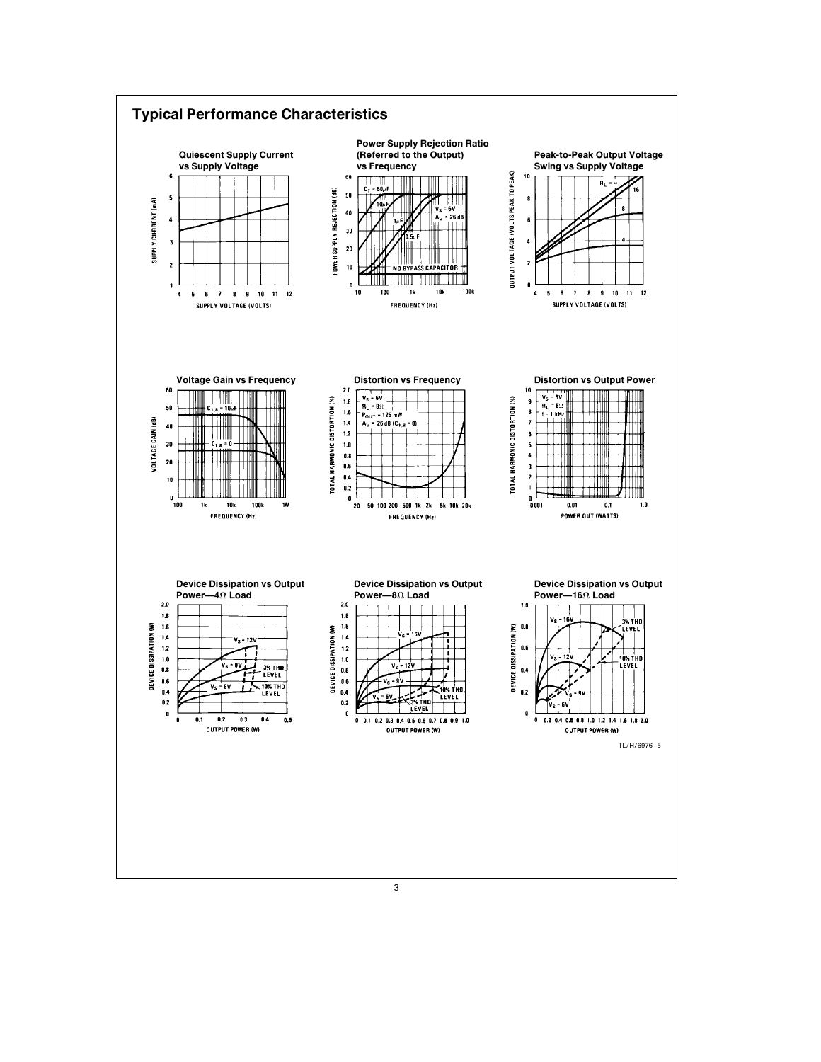## Typical Performance Characteristics

**Quiescent Supply Current vs Supply Voltage**

**Power Supply Rejection Ratio (Referred to the Output) vs Frequency**

**Peak-to-Peak Output Voltage Swing vs Supply Voltage**

**Voltage Gain vs Frequency**

**Distortion vs Frequency**

**Distortion vs Output Power**

**Device Dissipation vs Output Power—4Ω Load**

**Device Dissipation vs Output Power—8Ω Load**

**Device Dissipation vs Output Power—16Ω Load**

TL/H/6976–5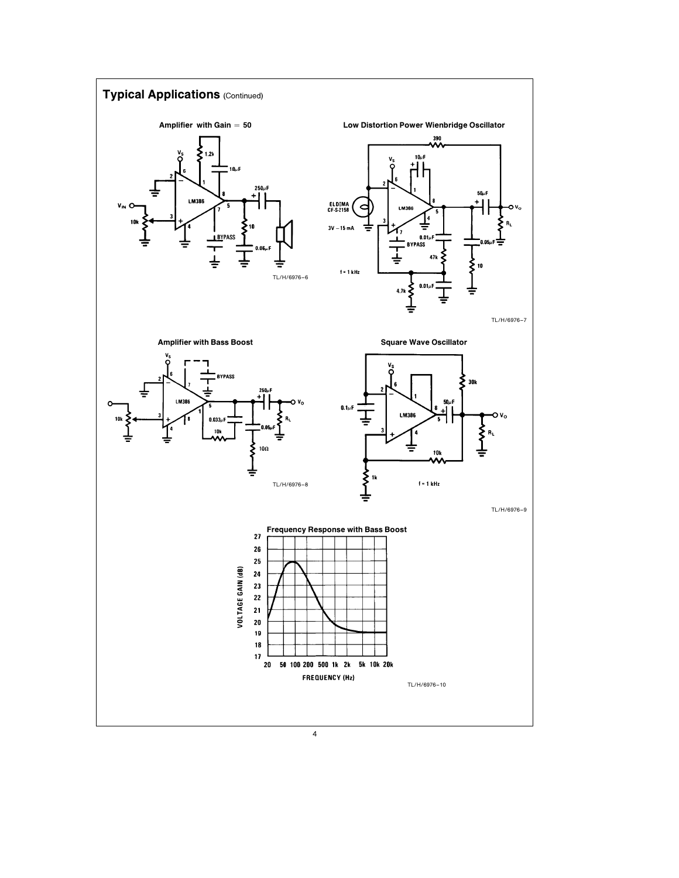## Typical Applications (Continued)

**Amplifier with Gain = 50**

TL/H/6976–6

**Low Distortion Power Wienbridge Oscillator**

TL/H/6976–7

**Amplifier with Bass Boost**

TL/H/6976–8

**Square Wave Oscillator**

TL/H/6976–9

**Frequency Response with Bass Boost**

TL/H/6976–10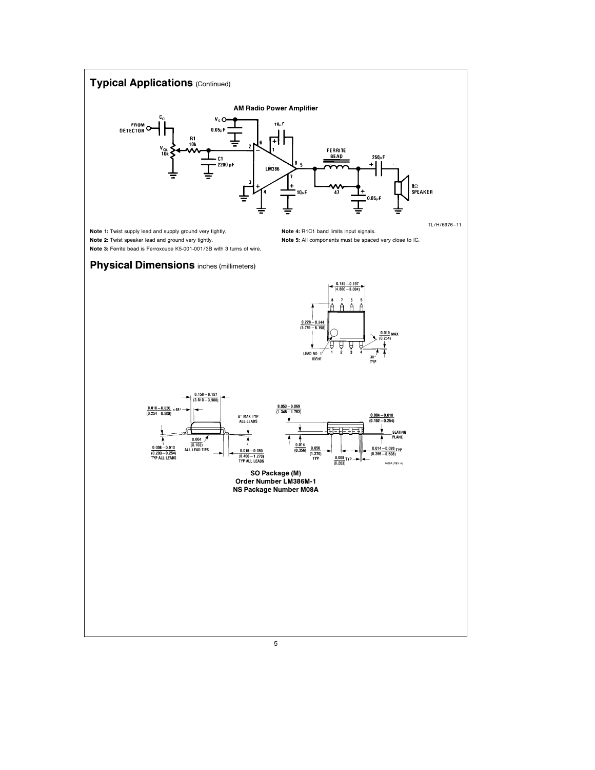## Typical Applications (Continued)

**AM Radio Power Amplifier**

TL/H/6976–11

**Note 1:** Twist supply lead and supply ground very tightly.

**Note 2:** Twist speaker lead and ground very tightly.

**Note 3:** Ferrite bead is Ferroxcube K5-001-001/3B with 3 turns of wire.

**Note 4:** R1C1 band limits input signals.

**Note 5:** All components must be spaced very close to IC.

## Physical Dimensions inches (millimeters)

**SO Package (M)**
**Order Number LM386M-1**
**NS Package Number M08A**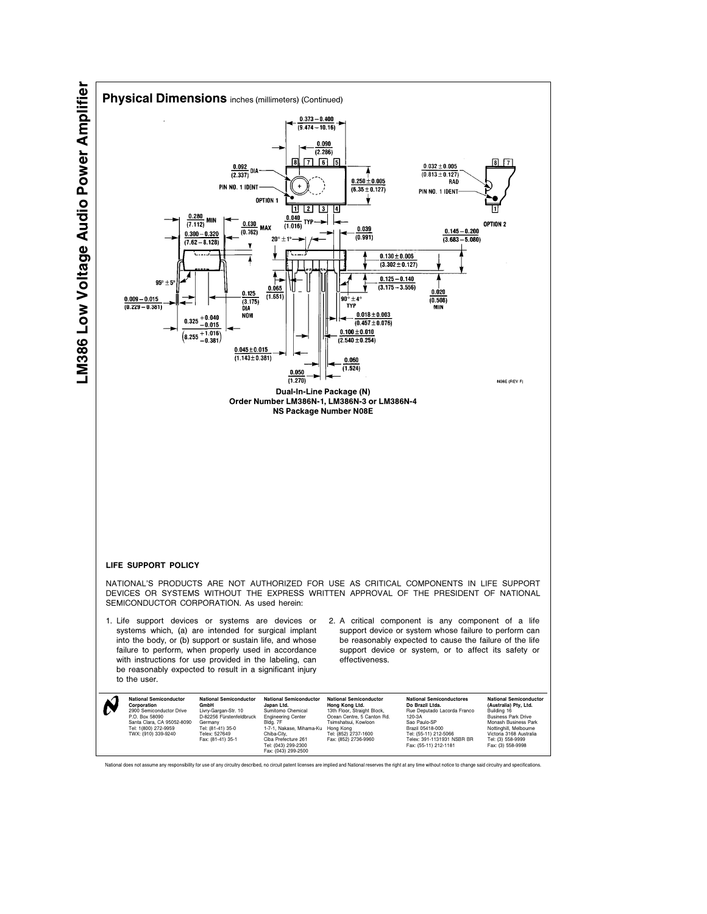## Physical Dimensions inches (millimeters) (Continued)

0.373 – 0.400
(9.474 – 10.16)

0.090
(2.286)

0.092 DIA
(2.337)

PIN NO. 1 IDENT

OPTION 1

0.250 ± 0.005
(6.35 ± 0.127)

0.032 ± 0.005
(0.813 ± 0.127)
RAD

PIN NO. 1 IDENT

OPTION 2

0.280 MIN
(7.112)

0.030 MAX
(0.762)

0.300 – 0.320
(7.62 – 8.128)

0.040 TYP
(1.016)

20° ± 1°

0.039
(0.991)

0.145 – 0.200
(3.683 – 5.080)

0.130 ± 0.005
(3.302 ± 0.127)

0.125 – 0.140
(3.175 – 3.556)

95° ± 5°

0.009 – 0.015
(0.229 – 0.381)

0.125
(3.175)
DIA
NOM

0.065
(1.651)

90° ± 4°
TYP

0.020
(0.508)
MIN

0.018 ± 0.003
(0.457 ± 0.076)

0.325 +0.040 −0.015
(8.255 +1.016 −0.381)

0.100 ± 0.010
(2.540 ± 0.254)

0.045 ± 0.015
(1.143 ± 0.381)

0.060
(1.524)

0.050
(1.270)

N08E (REV F)

**Dual-In-Line Package (N)**
**Order Number LM386N-1, LM386N-3 or LM386N-4**
**NS Package Number N08E**

### LIFE SUPPORT POLICY

NATIONAL'S PRODUCTS ARE NOT AUTHORIZED FOR USE AS CRITICAL COMPONENTS IN LIFE SUPPORT DEVICES OR SYSTEMS WITHOUT THE EXPRESS WRITTEN APPROVAL OF THE PRESIDENT OF NATIONAL SEMICONDUCTOR CORPORATION. As used herein:

1. Life support devices or systems are devices or systems which, (a) are intended for surgical implant into the body, or (b) support or sustain life, and whose failure to perform, when properly used in accordance with instructions for use provided in the labeling, can be reasonably expected to result in a significant injury to the user.

2. A critical component is any component of a life support device or system whose failure to perform can be reasonably expected to cause the failure of the life support device or system, or to affect its safety or effectiveness.

**National Semiconductor Corporation**
2900 Semiconductor Drive
P.O. Box 58090
Santa Clara, CA 95052-8090
Tel: 1(800) 272-9959
TWX: (910) 339-9240

**National Semiconductor GmbH**
Livry-Gargan-Str. 10
D-82256 Fürstenfeldbruck
Germany
Tel: (81-41) 35-0
Telex: 527649
Fax: (81-41) 35-1

**National Semiconductor Japan Ltd.**
Sumitomo Chemical Engineering Center
Bldg. 7F
1-7-1, Nakase, Mihama-Ku
Chiba-City,
Ciba Prefecture 261
Tel: (043) 299-2300
Fax: (043) 299-2500

**National Semiconductor Hong Kong Ltd.**
13th Floor, Straight Block,
Ocean Centre, 5 Canton Rd.
Tsimshatsui, Kowloon
Hong Kong
Tel: (852) 2737-1600
Fax: (852) 2736-9960

**National Semiconductores Do Brazil Ltda.**
Rue Deputado Lacorda Franco
120-3A
Sao Paulo-SP
Brazil 05418-000
Tel: (55-11) 212-5066
Telex: 391-1131931 NSBR BR
Fax: (55-11) 212-1181

**National Semiconductor (Australia) Pty, Ltd.**
Building 16
Business Park Drive
Monash Business Park
Nottinghill, Melbourne
Victoria 3168 Australia
Tel: (3) 558-9999
Fax: (3) 558-9998

National does not assume any responsibility for use of any circuitry described, no circuit patent licenses are implied and National reserves the right at any time without notice to change said circuitry and specifications.